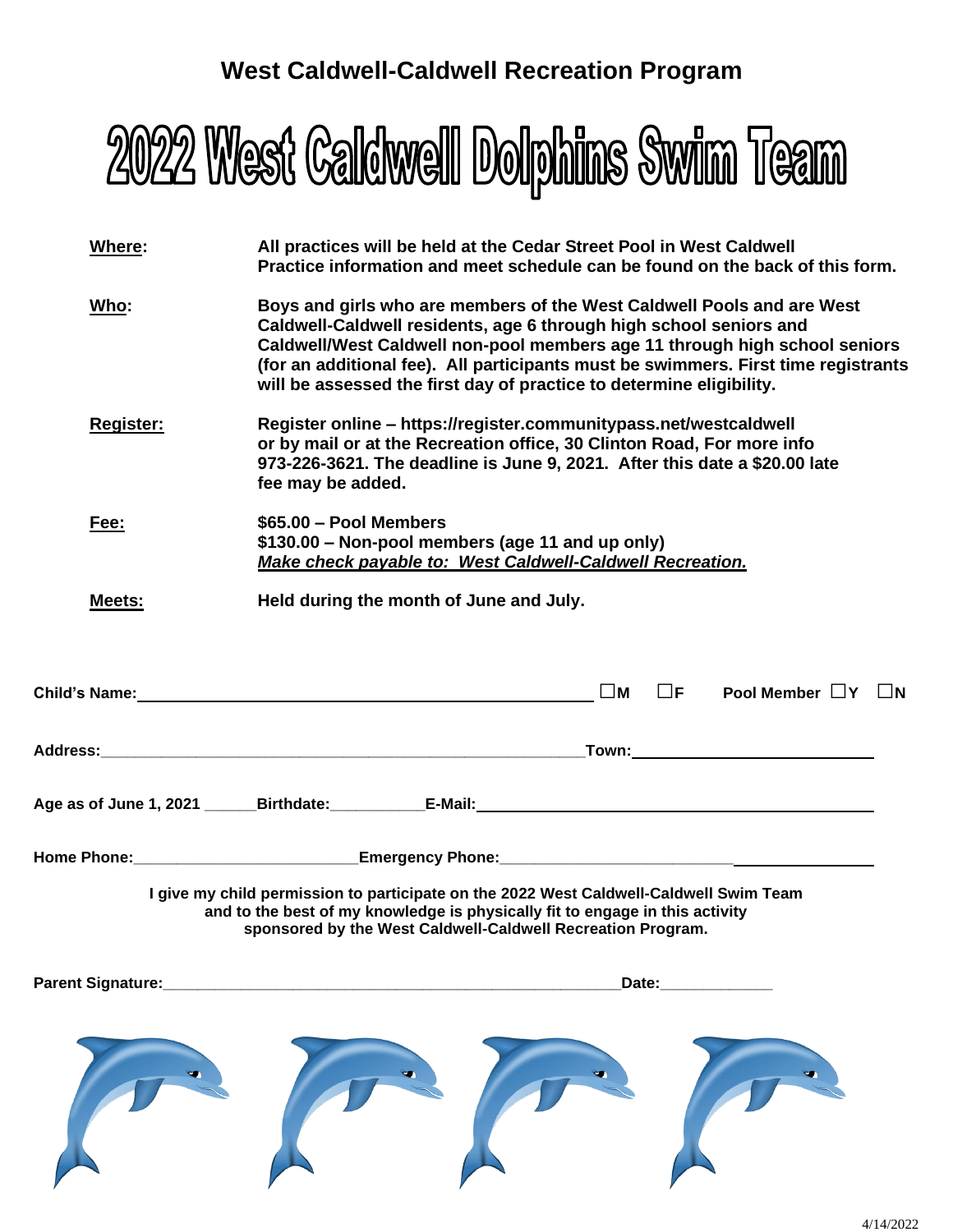# West Caldwell-Caldwell Recreation Program

# 2022 West Caldwell Dolphins Swim Team

**Where:** All practices will be held at the Cedar Street Pool in West Caldwell Practice information and meet schedule can be found on the back of this form.

**Who:** Boys and girls who are members of the West Caldwell Pools and are West Caldwell-Caldwell residents, age 6 through high school seniors and Caldwell/West Caldwell non-pool members age 11 through high school seniors (for an additional fee). All participants must be swimmers. First time registrants will be assessed the first day of practice to determine eligibility.

**Register:** Register online – https://register.communitypass.net/westcaldwell or by mail or at the Recreation office, 30 Clinton Road, For more info 973-226-3621. The deadline is June 9, 2021. After this date a $20.00 late fee may be added.

**Fee:** $65.00 – Pool Members
$130.00 – Non-pool members (age 11 and up only)
***Make check payable to: West Caldwell-Caldwell Recreation.***

**Meets:** Held during the month of June and July.

**Child's Name:** ______________________________ ☐M ☐F Pool Member ☐Y ☐N

**Address:** ______________________________ **Town:** ______________________________

**Age as of June 1, 2021** ______ **Birthdate:** ___________ **E-Mail:** ______________________________

**Home Phone:** ______________________________ **Emergency Phone:** ______________________________

**I give my child permission to participate on the 2022 West Caldwell-Caldwell Swim Team and to the best of my knowledge is physically fit to engage in this activity sponsored by the West Caldwell-Caldwell Recreation Program.**

**Parent Signature:** ______________________________ **Date:** ____________

4/14/2022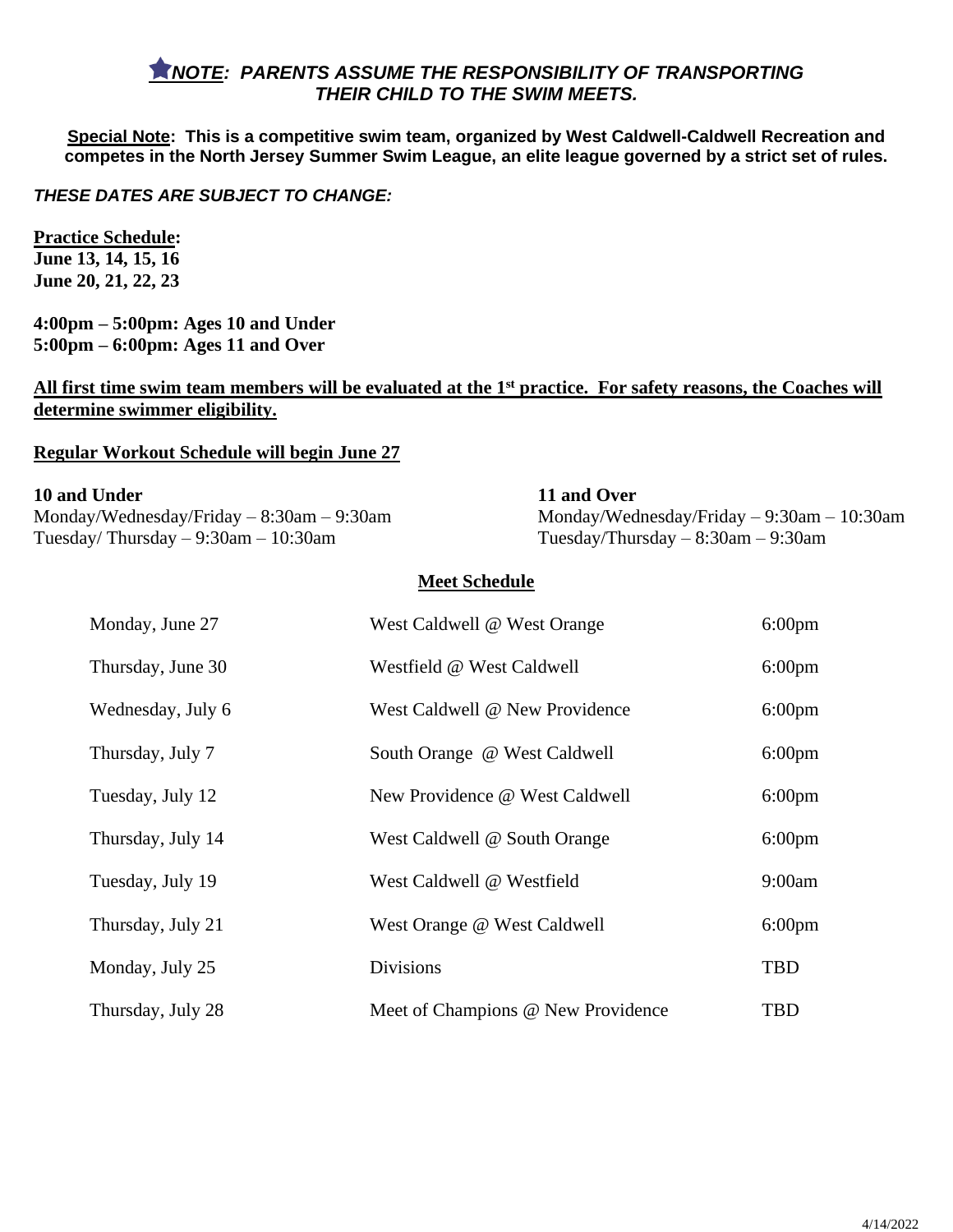***NOTE*: PARENTS ASSUME THE RESPONSIBILITY OF TRANSPORTING THEIR CHILD TO THE SWIM MEETS.**

**Special Note: This is a competitive swim team, organized by West Caldwell-Caldwell Recreation and competes in the North Jersey Summer Swim League, an elite league governed by a strict set of rules.**

***THESE DATES ARE SUBJECT TO CHANGE:***

**Practice Schedule:**
**June 13, 14, 15, 16**
**June 20, 21, 22, 23**

**4:00pm – 5:00pm: Ages 10 and Under**
**5:00pm – 6:00pm: Ages 11 and Over**

**All first time swim team members will be evaluated at the 1st practice. For safety reasons, the Coaches will determine swimmer eligibility.**

**Regular Workout Schedule will begin June 27**

**10 and Under**
Monday/Wednesday/Friday – 8:30am – 9:30am
Tuesday/ Thursday – 9:30am – 10:30am

**11 and Over**
Monday/Wednesday/Friday – 9:30am – 10:30am
Tuesday/Thursday – 8:30am – 9:30am

**Meet Schedule**

| | | |
|---|---|---|
| Monday, June 27 | West Caldwell @ West Orange | 6:00pm |
| Thursday, June 30 | Westfield @ West Caldwell | 6:00pm |
| Wednesday, July 6 | West Caldwell @ New Providence | 6:00pm |
| Thursday, July 7 | South Orange @ West Caldwell | 6:00pm |
| Tuesday, July 12 | New Providence @ West Caldwell | 6:00pm |
| Thursday, July 14 | West Caldwell @ South Orange | 6:00pm |
| Tuesday, July 19 | West Caldwell @ Westfield | 9:00am |
| Thursday, July 21 | West Orange @ West Caldwell | 6:00pm |
| Monday, July 25 | Divisions | TBD |
| Thursday, July 28 | Meet of Champions @ New Providence | TBD |

4/14/2022